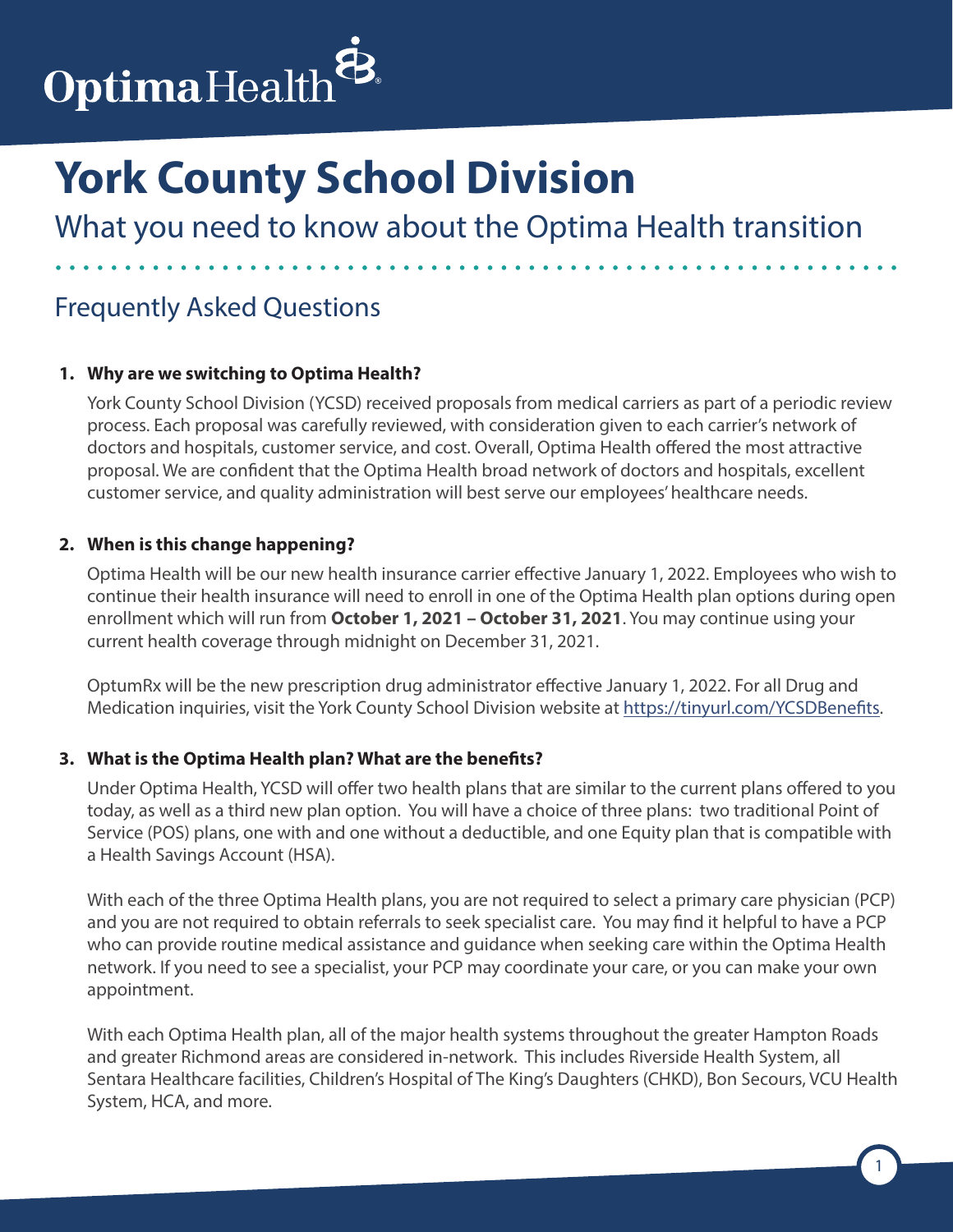# York County School Division

## What you need to know about the Optima Health transition

## Frequently Asked Questions

1. **Why are we switching to Optima Health?**

   York County School Division (YCSD) received proposals from medical carriers as part of a periodic review process. Each proposal was carefully reviewed, with consideration given to each carrier's network of doctors and hospitals, customer service, and cost. Overall, Optima Health offered the most attractive proposal. We are confident that the Optima Health broad network of doctors and hospitals, excellent customer service, and quality administration will best serve our employees' healthcare needs.

2. **When is this change happening?**

   Optima Health will be our new health insurance carrier effective January 1, 2022. Employees who wish to continue their health insurance will need to enroll in one of the Optima Health plan options during open enrollment which will run from **October 1, 2021 – October 31, 2021**. You may continue using your current health coverage through midnight on December 31, 2021.

   OptumRx will be the new prescription drug administrator effective January 1, 2022. For all Drug and Medication inquiries, visit the York County School Division website at https://tinyurl.com/YCSDBenefits.

3. **What is the Optima Health plan? What are the benefits?**

   Under Optima Health, YCSD will offer two health plans that are similar to the current plans offered to you today, as well as a third new plan option. You will have a choice of three plans: two traditional Point of Service (POS) plans, one with and one without a deductible, and one Equity plan that is compatible with a Health Savings Account (HSA).

   With each of the three Optima Health plans, you are not required to select a primary care physician (PCP) and you are not required to obtain referrals to seek specialist care. You may find it helpful to have a PCP who can provide routine medical assistance and guidance when seeking care within the Optima Health network. If you need to see a specialist, your PCP may coordinate your care, or you can make your own appointment.

   With each Optima Health plan, all of the major health systems throughout the greater Hampton Roads and greater Richmond areas are considered in-network. This includes Riverside Health System, all Sentara Healthcare facilities, Children's Hospital of The King's Daughters (CHKD), Bon Secours, VCU Health System, HCA, and more.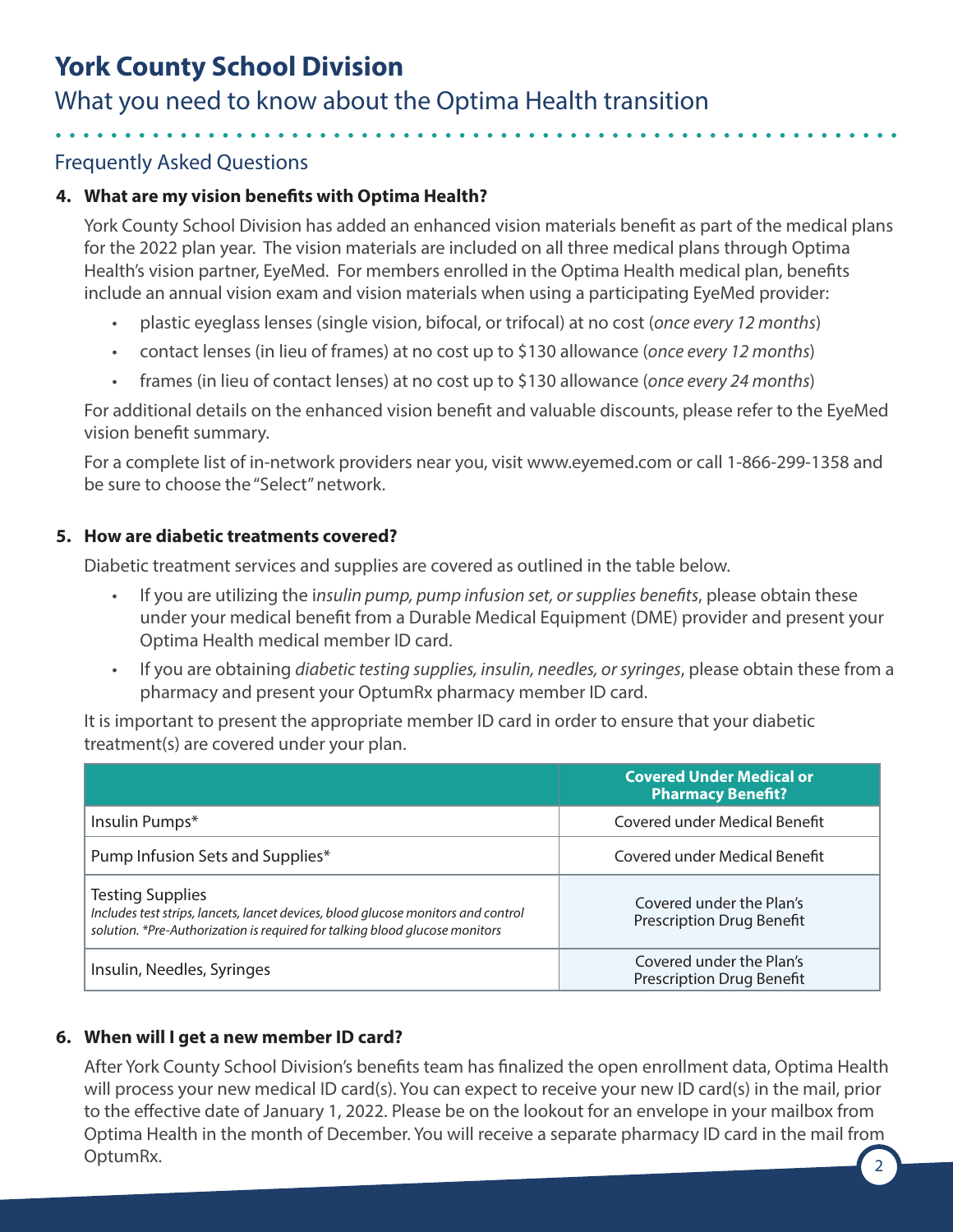# York County School Division

## What you need to know about the Optima Health transition

### Frequently Asked Questions

**4. What are my vision benefits with Optima Health?**

York County School Division has added an enhanced vision materials benefit as part of the medical plans for the 2022 plan year. The vision materials are included on all three medical plans through Optima Health's vision partner, EyeMed. For members enrolled in the Optima Health medical plan, benefits include an annual vision exam and vision materials when using a participating EyeMed provider:

- plastic eyeglass lenses (single vision, bifocal, or trifocal) at no cost (*once every 12 months*)
- contact lenses (in lieu of frames) at no cost up to $130 allowance (*once every 12 months*)
- frames (in lieu of contact lenses) at no cost up to $130 allowance (*once every 24 months*)

For additional details on the enhanced vision benefit and valuable discounts, please refer to the EyeMed vision benefit summary.

For a complete list of in-network providers near you, visit www.eyemed.com or call 1-866-299-1358 and be sure to choose the "Select" network.

**5. How are diabetic treatments covered?**

Diabetic treatment services and supplies are covered as outlined in the table below.

- If you are utilizing the i*nsulin pump, pump infusion set, or supplies benefits*, please obtain these under your medical benefit from a Durable Medical Equipment (DME) provider and present your Optima Health medical member ID card.
- If you are obtaining *diabetic testing supplies, insulin, needles, or syringes*, please obtain these from a pharmacy and present your OptumRx pharmacy member ID card.

It is important to present the appropriate member ID card in order to ensure that your diabetic treatment(s) are covered under your plan.

| | Covered Under Medical or Pharmacy Benefit? |
|---|---|
| Insulin Pumps* | Covered under Medical Benefit |
| Pump Infusion Sets and Supplies* | Covered under Medical Benefit |
| Testing Supplies<br>*Includes test strips, lancets, lancet devices, blood glucose monitors and control solution. *Pre-Authorization is required for talking blood glucose monitors* | Covered under the Plan's Prescription Drug Benefit |
| Insulin, Needles, Syringes | Covered under the Plan's Prescription Drug Benefit |

**6. When will I get a new member ID card?**

After York County School Division's benefits team has finalized the open enrollment data, Optima Health will process your new medical ID card(s). You can expect to receive your new ID card(s) in the mail, prior to the effective date of January 1, 2022. Please be on the lookout for an envelope in your mailbox from Optima Health in the month of December. You will receive a separate pharmacy ID card in the mail from OptumRx.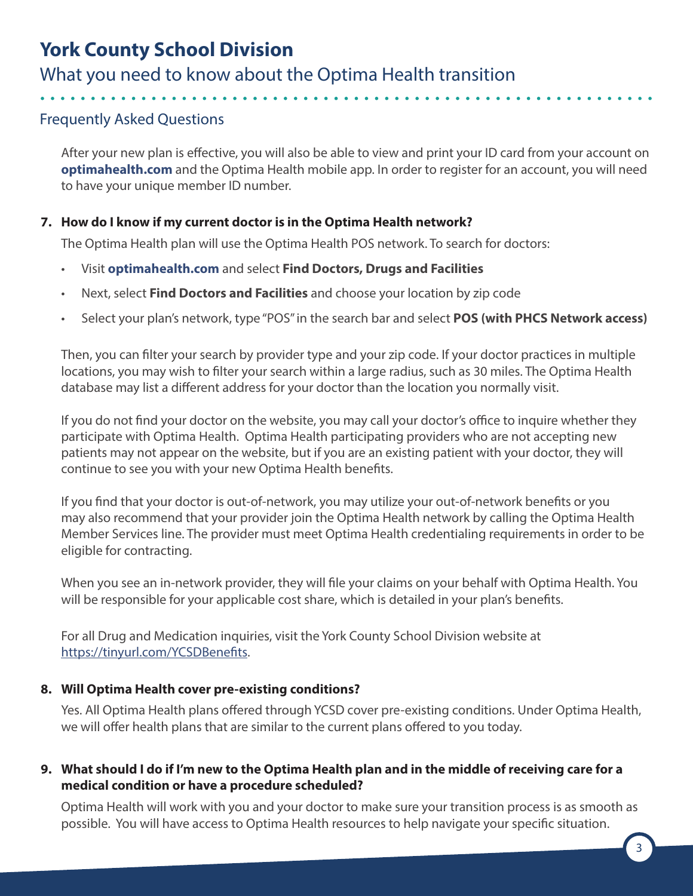# York County School Division

## What you need to know about the Optima Health transition

### Frequently Asked Questions

After your new plan is effective, you will also be able to view and print your ID card from your account on **optimahealth.com** and the Optima Health mobile app. In order to register for an account, you will need to have your unique member ID number.

**7. How do I know if my current doctor is in the Optima Health network?**

The Optima Health plan will use the Optima Health POS network. To search for doctors:

- Visit **optimahealth.com** and select **Find Doctors, Drugs and Facilities**
- Next, select **Find Doctors and Facilities** and choose your location by zip code
- Select your plan's network, type "POS" in the search bar and select **POS (with PHCS Network access)**

Then, you can filter your search by provider type and your zip code. If your doctor practices in multiple locations, you may wish to filter your search within a large radius, such as 30 miles. The Optima Health database may list a different address for your doctor than the location you normally visit.

If you do not find your doctor on the website, you may call your doctor's office to inquire whether they participate with Optima Health. Optima Health participating providers who are not accepting new patients may not appear on the website, but if you are an existing patient with your doctor, they will continue to see you with your new Optima Health benefits.

If you find that your doctor is out-of-network, you may utilize your out-of-network benefits or you may also recommend that your provider join the Optima Health network by calling the Optima Health Member Services line. The provider must meet Optima Health credentialing requirements in order to be eligible for contracting.

When you see an in-network provider, they will file your claims on your behalf with Optima Health. You will be responsible for your applicable cost share, which is detailed in your plan's benefits.

For all Drug and Medication inquiries, visit the York County School Division website at https://tinyurl.com/YCSDBenefits.

**8. Will Optima Health cover pre-existing conditions?**

Yes. All Optima Health plans offered through YCSD cover pre-existing conditions. Under Optima Health, we will offer health plans that are similar to the current plans offered to you today.

**9. What should I do if I'm new to the Optima Health plan and in the middle of receiving care for a medical condition or have a procedure scheduled?**

Optima Health will work with you and your doctor to make sure your transition process is as smooth as possible. You will have access to Optima Health resources to help navigate your specific situation.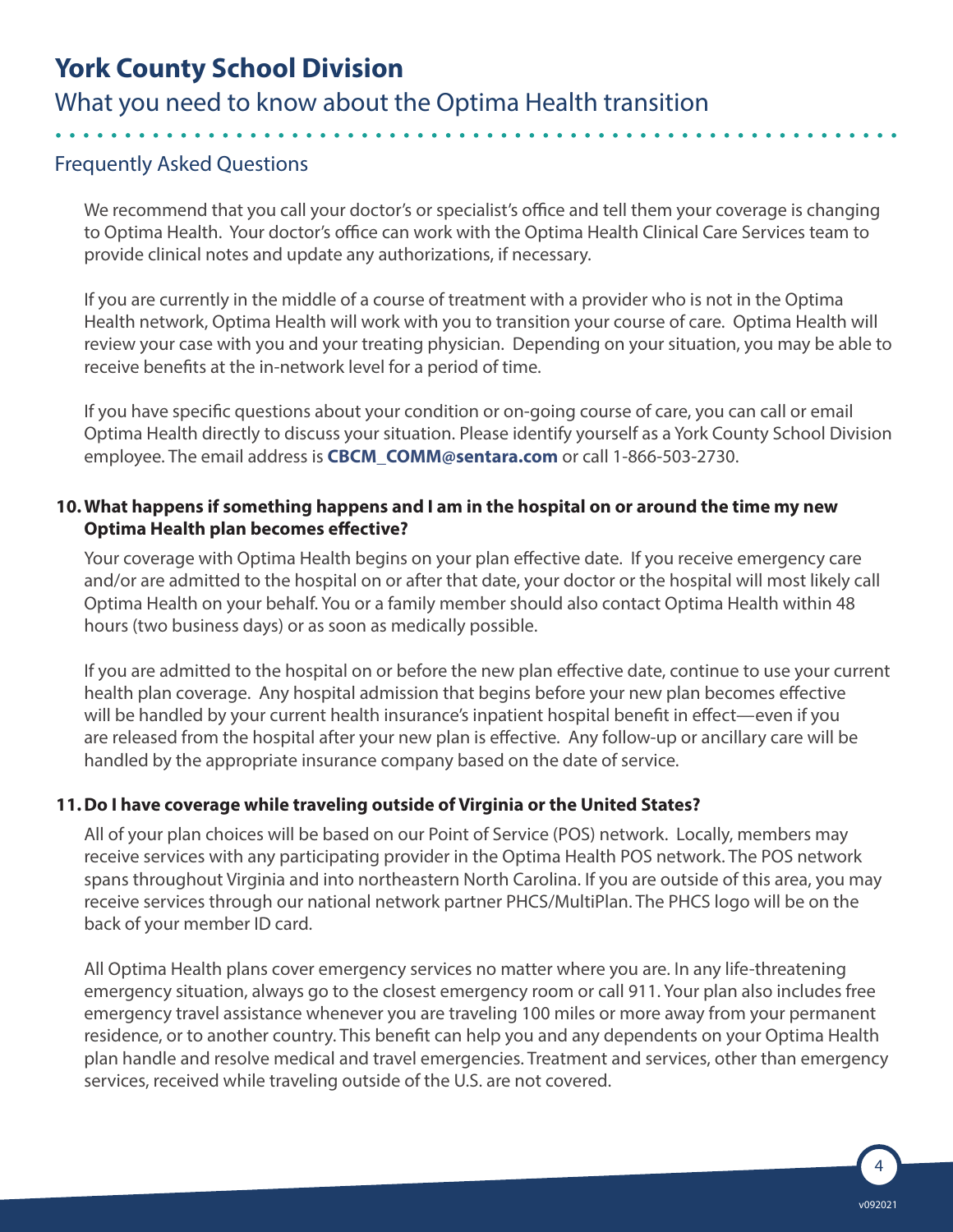# York County School Division

## What you need to know about the Optima Health transition

### Frequently Asked Questions

We recommend that you call your doctor's or specialist's office and tell them your coverage is changing to Optima Health. Your doctor's office can work with the Optima Health Clinical Care Services team to provide clinical notes and update any authorizations, if necessary.

If you are currently in the middle of a course of treatment with a provider who is not in the Optima Health network, Optima Health will work with you to transition your course of care. Optima Health will review your case with you and your treating physician. Depending on your situation, you may be able to receive benefits at the in-network level for a period of time.

If you have specific questions about your condition or on-going course of care, you can call or email Optima Health directly to discuss your situation. Please identify yourself as a York County School Division employee. The email address is **CBCM_COMM@sentara.com** or call 1-866-503-2730.

**10. What happens if something happens and I am in the hospital on or around the time my new Optima Health plan becomes effective?**

Your coverage with Optima Health begins on your plan effective date. If you receive emergency care and/or are admitted to the hospital on or after that date, your doctor or the hospital will most likely call Optima Health on your behalf. You or a family member should also contact Optima Health within 48 hours (two business days) or as soon as medically possible.

If you are admitted to the hospital on or before the new plan effective date, continue to use your current health plan coverage. Any hospital admission that begins before your new plan becomes effective will be handled by your current health insurance's inpatient hospital benefit in effect—even if you are released from the hospital after your new plan is effective. Any follow-up or ancillary care will be handled by the appropriate insurance company based on the date of service.

**11. Do I have coverage while traveling outside of Virginia or the United States?**

All of your plan choices will be based on our Point of Service (POS) network. Locally, members may receive services with any participating provider in the Optima Health POS network. The POS network spans throughout Virginia and into northeastern North Carolina. If you are outside of this area, you may receive services through our national network partner PHCS/MultiPlan. The PHCS logo will be on the back of your member ID card.

All Optima Health plans cover emergency services no matter where you are. In any life-threatening emergency situation, always go to the closest emergency room or call 911. Your plan also includes free emergency travel assistance whenever you are traveling 100 miles or more away from your permanent residence, or to another country. This benefit can help you and any dependents on your Optima Health plan handle and resolve medical and travel emergencies. Treatment and services, other than emergency services, received while traveling outside of the U.S. are not covered.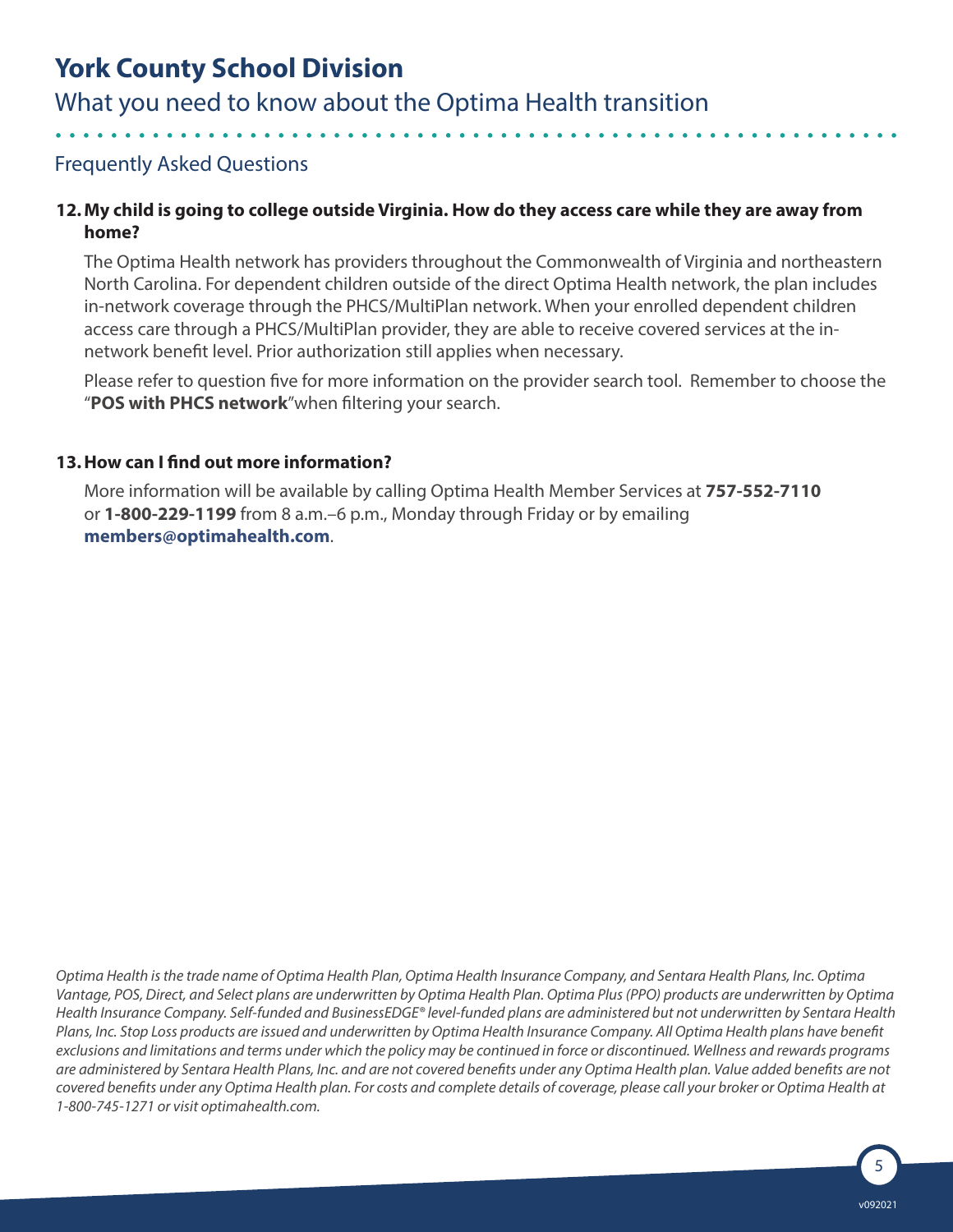# York County School Division

## What you need to know about the Optima Health transition

### Frequently Asked Questions

**12. My child is going to college outside Virginia. How do they access care while they are away from home?**

The Optima Health network has providers throughout the Commonwealth of Virginia and northeastern North Carolina. For dependent children outside of the direct Optima Health network, the plan includes in-network coverage through the PHCS/MultiPlan network. When your enrolled dependent children access care through a PHCS/MultiPlan provider, they are able to receive covered services at the in-network benefit level. Prior authorization still applies when necessary.

Please refer to question five for more information on the provider search tool. Remember to choose the "**POS with PHCS network**"when filtering your search.

**13. How can I find out more information?**

More information will be available by calling Optima Health Member Services at **757-552-7110** or **1-800-229-1199** from 8 a.m.–6 p.m., Monday through Friday or by emailing **members@optimahealth.com**.

*Optima Health is the trade name of Optima Health Plan, Optima Health Insurance Company, and Sentara Health Plans, Inc. Optima Vantage, POS, Direct, and Select plans are underwritten by Optima Health Plan. Optima Plus (PPO) products are underwritten by Optima Health Insurance Company. Self-funded and BusinessEDGE® level-funded plans are administered but not underwritten by Sentara Health Plans, Inc. Stop Loss products are issued and underwritten by Optima Health Insurance Company. All Optima Health plans have benefit exclusions and limitations and terms under which the policy may be continued in force or discontinued. Wellness and rewards programs are administered by Sentara Health Plans, Inc. and are not covered benefits under any Optima Health plan. Value added benefits are not covered benefits under any Optima Health plan. For costs and complete details of coverage, please call your broker or Optima Health at 1-800-745-1271 or visit optimahealth.com.*

v092021